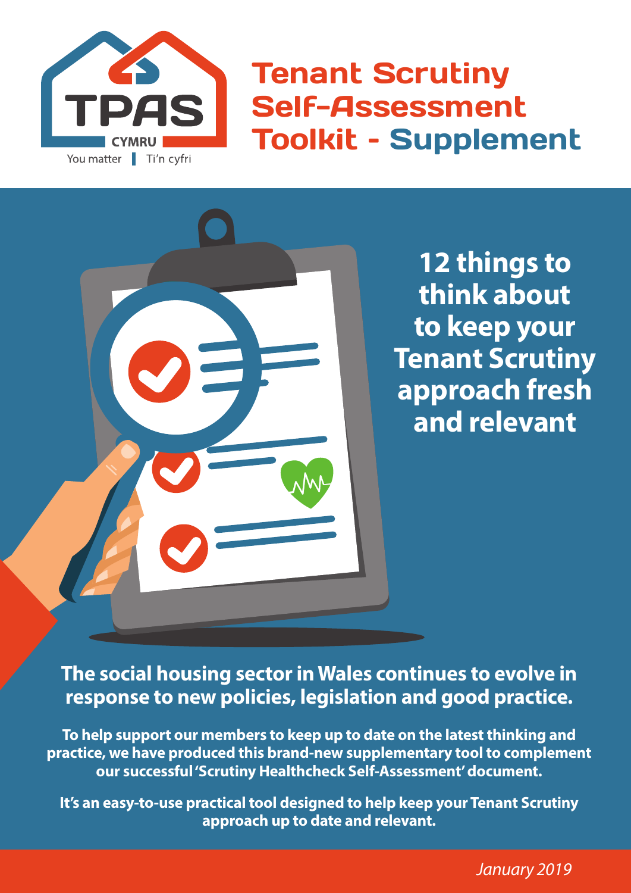TPAS CYMRU

You matter | Ti'n cyfri

# Tenant Scrutiny Self-Assessment Toolkit - Supplement

## 12 things to think about to keep your Tenant Scrutiny approach fresh and relevant

**The social housing sector in Wales continues to evolve in response to new policies, legislation and good practice.**

**To help support our members to keep up to date on the latest thinking and practice, we have produced this brand-new supplementary tool to complement our successful 'Scrutiny Healthcheck Self-Assessment' document.**

**It's an easy-to-use practical tool designed to help keep your Tenant Scrutiny approach up to date and relevant.**

*January 2019*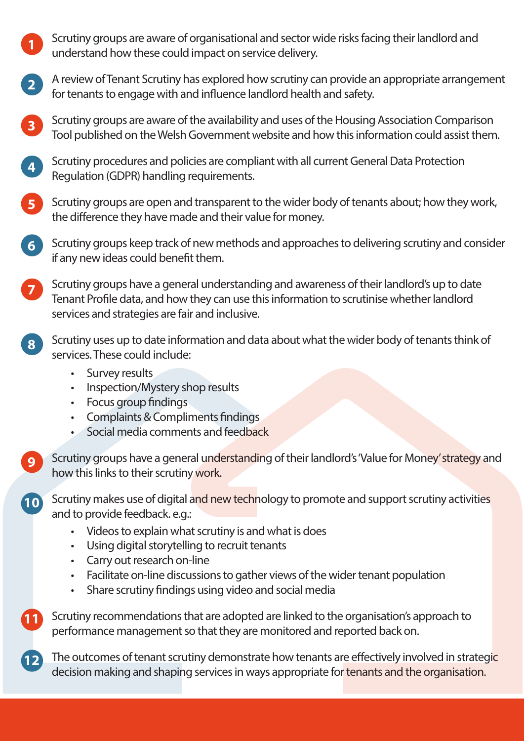1. Scrutiny groups are aware of organisational and sector wide risks facing their landlord and understand how these could impact on service delivery.

2. A review of Tenant Scrutiny has explored how scrutiny can provide an appropriate arrangement for tenants to engage with and influence landlord health and safety.

3. Scrutiny groups are aware of the availability and uses of the Housing Association Comparison Tool published on the Welsh Government website and how this information could assist them.

4. Scrutiny procedures and policies are compliant with all current General Data Protection Regulation (GDPR) handling requirements.

5. Scrutiny groups are open and transparent to the wider body of tenants about; how they work, the difference they have made and their value for money.

6. Scrutiny groups keep track of new methods and approaches to delivering scrutiny and consider if any new ideas could benefit them.

7. Scrutiny groups have a general understanding and awareness of their landlord's up to date Tenant Profile data, and how they can use this information to scrutinise whether landlord services and strategies are fair and inclusive.

8. Scrutiny uses up to date information and data about what the wider body of tenants think of services. These could include:
   - Survey results
   - Inspection/Mystery shop results
   - Focus group findings
   - Complaints & Compliments findings
   - Social media comments and feedback

9. Scrutiny groups have a general understanding of their landlord's 'Value for Money' strategy and how this links to their scrutiny work.

10. Scrutiny makes use of digital and new technology to promote and support scrutiny activities and to provide feedback. e.g.:
    - Videos to explain what scrutiny is and what is does
    - Using digital storytelling to recruit tenants
    - Carry out research on-line
    - Facilitate on-line discussions to gather views of the wider tenant population
    - Share scrutiny findings using video and social media

11. Scrutiny recommendations that are adopted are linked to the organisation's approach to performance management so that they are monitored and reported back on.

12. The outcomes of tenant scrutiny demonstrate how tenants are effectively involved in strategic decision making and shaping services in ways appropriate for tenants and the organisation.